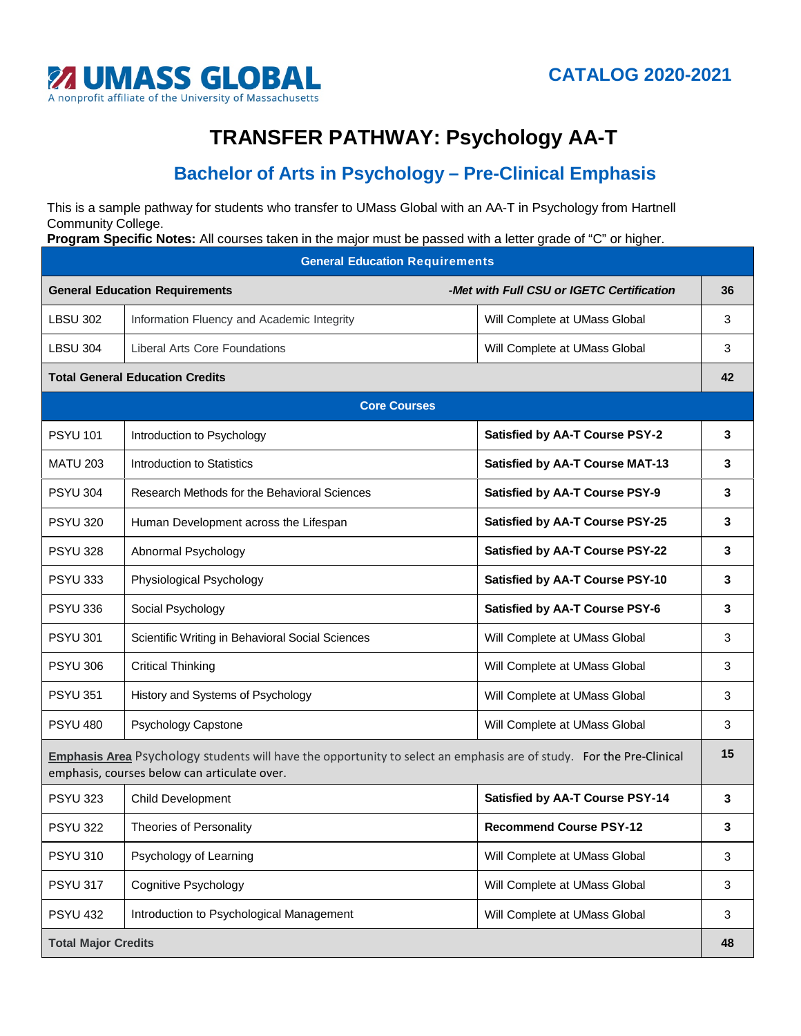UMASS GLOBAL
A nonprofit affiliate of the University of Massachusetts

CATALOG 2020-2021

# TRANSFER PATHWAY: Psychology AA-T

## Bachelor of Arts in Psychology – Pre-Clinical Emphasis

This is a sample pathway for students who transfer to UMass Global with an AA-T in Psychology from Hartnell Community College.

**Program Specific Notes:** All courses taken in the major must be passed with a letter grade of "C" or higher.

| General Education Requirements | | | |
|---|---|---|---|
| **General Education Requirements** | | ***-Met with Full CSU or IGETC Certification*** | **36** |
| LBSU 302 | Information Fluency and Academic Integrity | Will Complete at UMass Global | 3 |
| LBSU 304 | Liberal Arts Core Foundations | Will Complete at UMass Global | 3 |
| **Total General Education Credits** | | | **42** |
| **Core Courses** | | | |
| PSYU 101 | Introduction to Psychology | **Satisfied by AA-T Course PSY-2** | **3** |
| MATU 203 | Introduction to Statistics | **Satisfied by AA-T Course MAT-13** | **3** |
| PSYU 304 | Research Methods for the Behavioral Sciences | **Satisfied by AA-T Course PSY-9** | **3** |
| PSYU 320 | Human Development across the Lifespan | **Satisfied by AA-T Course PSY-25** | **3** |
| PSYU 328 | Abnormal Psychology | **Satisfied by AA-T Course PSY-22** | **3** |
| PSYU 333 | Physiological Psychology | **Satisfied by AA-T Course PSY-10** | **3** |
| PSYU 336 | Social Psychology | **Satisfied by AA-T Course PSY-6** | **3** |
| PSYU 301 | Scientific Writing in Behavioral Social Sciences | Will Complete at UMass Global | 3 |
| PSYU 306 | Critical Thinking | Will Complete at UMass Global | 3 |
| PSYU 351 | History and Systems of Psychology | Will Complete at UMass Global | 3 |
| PSYU 480 | Psychology Capstone | Will Complete at UMass Global | 3 |
| **Emphasis Area** Psychology students will have the opportunity to select an emphasis are of study. For the Pre-Clinical emphasis, courses below can articulate over. | | | **15** |
| PSYU 323 | Child Development | **Satisfied by AA-T Course PSY-14** | **3** |
| PSYU 322 | Theories of Personality | **Recommend Course PSY-12** | **3** |
| PSYU 310 | Psychology of Learning | Will Complete at UMass Global | 3 |
| PSYU 317 | Cognitive Psychology | Will Complete at UMass Global | 3 |
| PSYU 432 | Introduction to Psychological Management | Will Complete at UMass Global | 3 |
| **Total Major Credits** | | | **48** |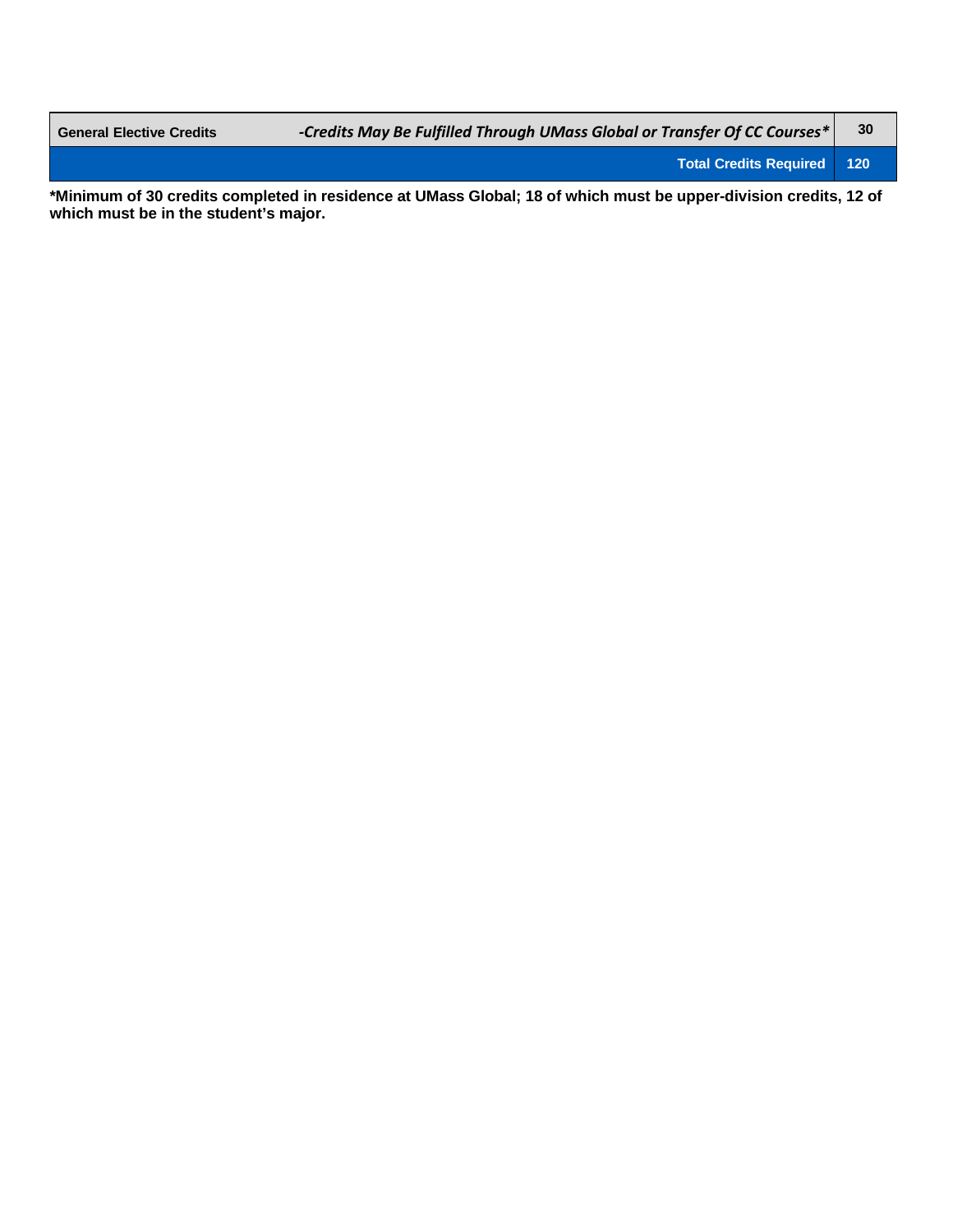| | | |
|---|---|---|
| **General Elective Credits** | ***-Credits May Be Fulfilled Through UMass Global or Transfer Of CC Courses**** | **30** |
| | **Total Credits Required** | **120** |

***Minimum of 30 credits completed in residence at UMass Global; 18 of which must be upper-division credits, 12 of which must be in the student's major.**